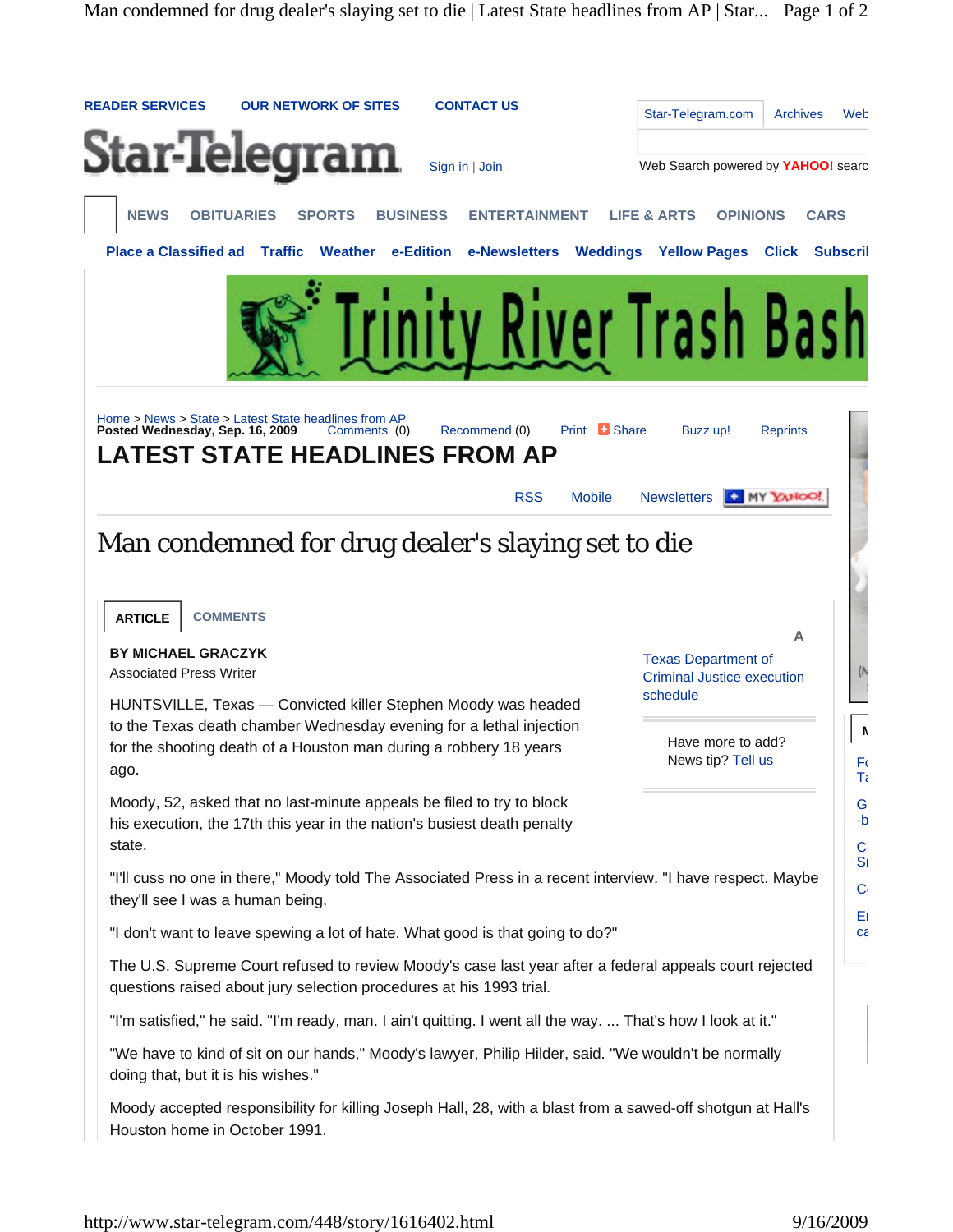Home > News > State > Latest State headlines from AP
Posted Wednesday, Sep. 16, 2009

# LATEST STATE HEADLINES FROM AP

## Man condemned for drug dealer's slaying set to die

**BY MICHAEL GRACZYK**
Associated Press Writer

HUNTSVILLE, Texas — Convicted killer Stephen Moody was headed to the Texas death chamber Wednesday evening for a lethal injection for the shooting death of a Houston man during a robbery 18 years ago.

Moody, 52, asked that no last-minute appeals be filed to try to block his execution, the 17th this year in the nation's busiest death penalty state.

"I'll cuss no one in there," Moody told The Associated Press in a recent interview. "I have respect. Maybe they'll see I was a human being.

"I don't want to leave spewing a lot of hate. What good is that going to do?"

The U.S. Supreme Court refused to review Moody's case last year after a federal appeals court rejected questions raised about jury selection procedures at his 1993 trial.

"I'm satisfied," he said. "I'm ready, man. I ain't quitting. I went all the way. ... That's how I look at it."

"We have to kind of sit on our hands," Moody's lawyer, Philip Hilder, said. "We wouldn't be normally doing that, but it is his wishes."

Moody accepted responsibility for killing Joseph Hall, 28, with a blast from a sawed-off shotgun at Hall's Houston home in October 1991.

Texas Department of Criminal Justice execution schedule

Have more to add? News tip? Tell us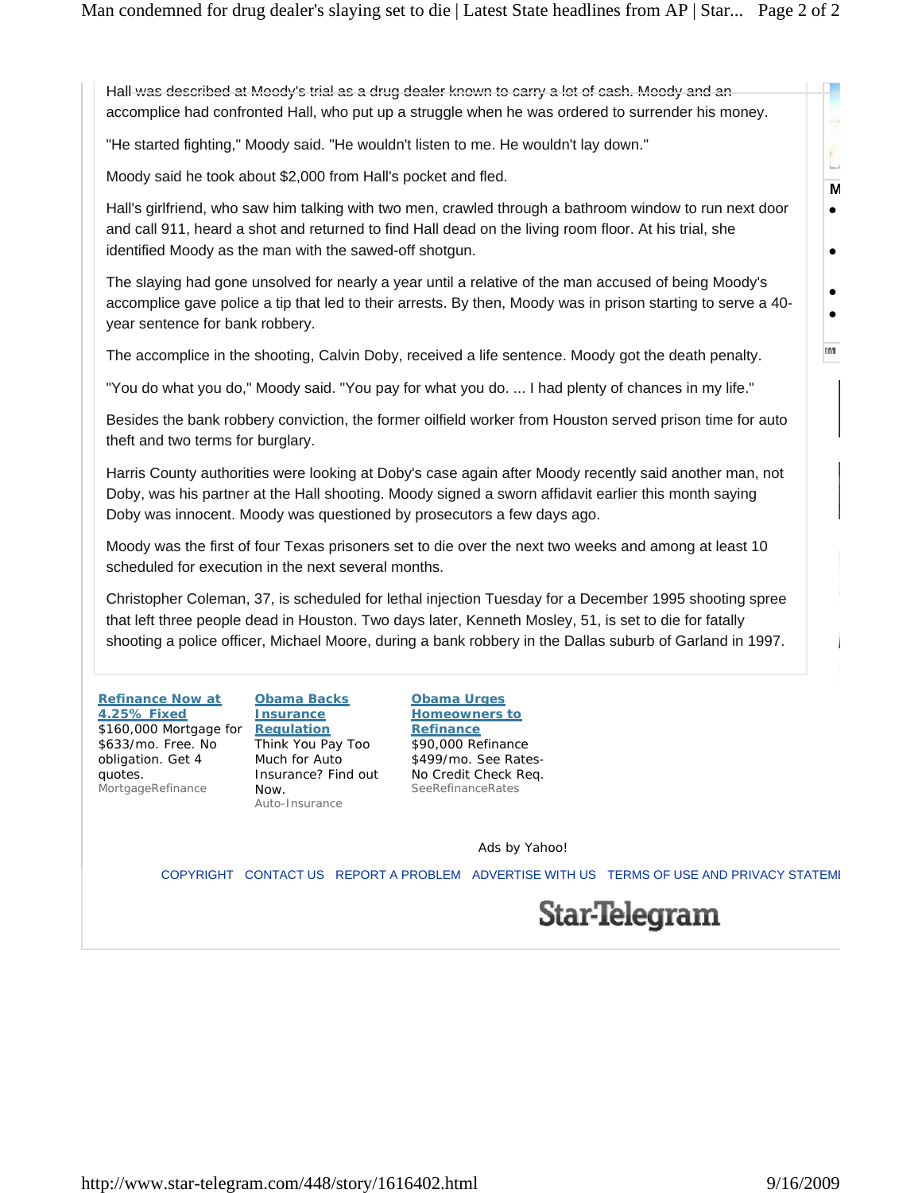Hall was described at Moody's trial as a drug dealer known to carry a lot of cash. Moody and an accomplice had confronted Hall, who put up a struggle when he was ordered to surrender his money.

"He started fighting," Moody said. "He wouldn't listen to me. He wouldn't lay down."

Moody said he took about $2,000 from Hall's pocket and fled.

Hall's girlfriend, who saw him talking with two men, crawled through a bathroom window to run next door and call 911, heard a shot and returned to find Hall dead on the living room floor. At his trial, she identified Moody as the man with the sawed-off shotgun.

The slaying had gone unsolved for nearly a year until a relative of the man accused of being Moody's accomplice gave police a tip that led to their arrests. By then, Moody was in prison starting to serve a 40-year sentence for bank robbery.

The accomplice in the shooting, Calvin Doby, received a life sentence. Moody got the death penalty.

"You do what you do," Moody said. "You pay for what you do. ... I had plenty of chances in my life."

Besides the bank robbery conviction, the former oilfield worker from Houston served prison time for auto theft and two terms for burglary.

Harris County authorities were looking at Doby's case again after Moody recently said another man, not Doby, was his partner at the Hall shooting. Moody signed a sworn affidavit earlier this month saying Doby was innocent. Moody was questioned by prosecutors a few days ago.

Moody was the first of four Texas prisoners set to die over the next two weeks and among at least 10 scheduled for execution in the next several months.

Christopher Coleman, 37, is scheduled for lethal injection Tuesday for a December 1995 shooting spree that left three people dead in Houston. Two days later, Kenneth Mosley, 51, is set to die for fatally shooting a police officer, Michael Moore, during a bank robbery in the Dallas suburb of Garland in 1997.

**Refinance Now at 4.25% Fixed**
$160,000 Mortgage for $633/mo. Free. No obligation. Get 4 quotes.
MortgageRefinance

**Obama Backs Insurance Regulation**
Think You Pay Too Much for Auto Insurance? Find out Now.
Auto-Insurance

**Obama Urges Homeowners to Refinance**
$90,000 Refinance $499/mo. See Rates- No Credit Check Req.
SeeRefinanceRates

Ads by Yahoo!

COPYRIGHT CONTACT US REPORT A PROBLEM ADVERTISE WITH US TERMS OF USE AND PRIVACY STATEMENT

Star-Telegram